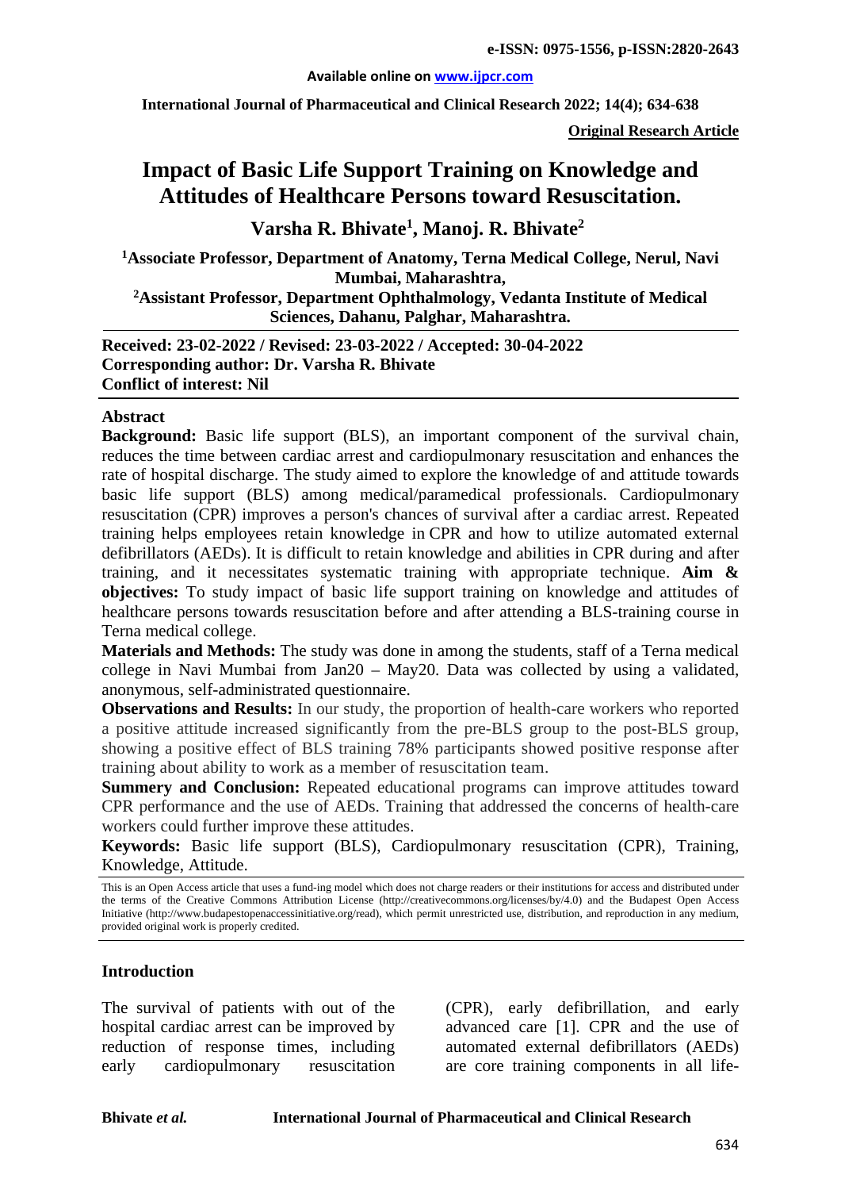**e-ISSN: 0975-1556, p-ISSN:2820-2643**

**Available online on www.ijpcr.com**

**Original Research Article**

# Impact of Basic Life Support Training on Knowledge and Attitudes of Healthcare Persons toward Resuscitation.

## Varsha R. Bhivate[1], Manoj. R. Bhivate[2]

**[1]Associate Professor, Department of Anatomy, Terna Medical College, Nerul, Navi Mumbai, Maharashtra,**

**[2]Assistant Professor, Department Ophthalmology, Vedanta Institute of Medical Sciences, Dahanu, Palghar, Maharashtra.**

**Received: 23-02-2022 / Revised: 23-03-2022 / Accepted: 30-04-2022**
**Corresponding author: Dr. Varsha R. Bhivate**
**Conflict of interest: Nil**

### Abstract

**Background:** Basic life support (BLS), an important component of the survival chain, reduces the time between cardiac arrest and cardiopulmonary resuscitation and enhances the rate of hospital discharge. The study aimed to explore the knowledge of and attitude towards basic life support (BLS) among medical/paramedical professionals. Cardiopulmonary resuscitation (CPR) improves a person's chances of survival after a cardiac arrest. Repeated training helps employees retain knowledge in CPR and how to utilize automated external defibrillators (AEDs). It is difficult to retain knowledge and abilities in CPR during and after training, and it necessitates systematic training with appropriate technique. **Aim & objectives:** To study impact of basic life support training on knowledge and attitudes of healthcare persons towards resuscitation before and after attending a BLS-training course in Terna medical college.

**Materials and Methods:** The study was done in among the students, staff of a Terna medical college in Navi Mumbai from Jan20 – May20. Data was collected by using a validated, anonymous, self-administrated questionnaire.

**Observations and Results:** In our study, the proportion of health-care workers who reported a positive attitude increased significantly from the pre-BLS group to the post-BLS group, showing a positive effect of BLS training 78% participants showed positive response after training about ability to work as a member of resuscitation team.

**Summery and Conclusion:** Repeated educational programs can improve attitudes toward CPR performance and the use of AEDs. Training that addressed the concerns of health-care workers could further improve these attitudes.

**Keywords:** Basic life support (BLS), Cardiopulmonary resuscitation (CPR), Training, Knowledge, Attitude.

This is an Open Access article that uses a fund-ing model which does not charge readers or their institutions for access and distributed under the terms of the Creative Commons Attribution License (http://creativecommons.org/licenses/by/4.0) and the Budapest Open Access Initiative (http://www.budapestopenaccessinitiative.org/read), which permit unrestricted use, distribution, and reproduction in any medium, provided original work is properly credited.

### Introduction

The survival of patients with out of the hospital cardiac arrest can be improved by reduction of response times, including early cardiopulmonary resuscitation (CPR), early defibrillation, and early advanced care [1]. CPR and the use of automated external defibrillators (AEDs) are core training components in all life-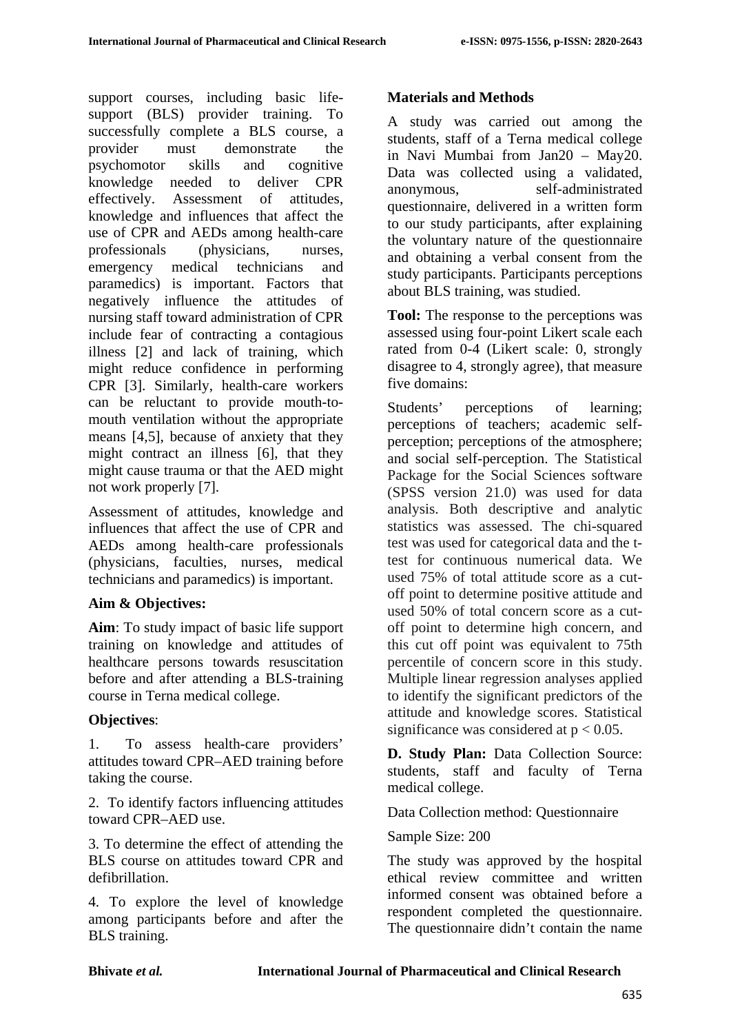support courses, including basic life-support (BLS) provider training. To successfully complete a BLS course, a provider must demonstrate the psychomotor skills and cognitive knowledge needed to deliver CPR effectively. Assessment of attitudes, knowledge and influences that affect the use of CPR and AEDs among health-care professionals (physicians, nurses, emergency medical technicians and paramedics) is important. Factors that negatively influence the attitudes of nursing staff toward administration of CPR include fear of contracting a contagious illness [2] and lack of training, which might reduce confidence in performing CPR [3]. Similarly, health-care workers can be reluctant to provide mouth-to-mouth ventilation without the appropriate means [4,5], because of anxiety that they might contract an illness [6], that they might cause trauma or that the AED might not work properly [7].

Assessment of attitudes, knowledge and influences that affect the use of CPR and AEDs among health-care professionals (physicians, faculties, nurses, medical technicians and paramedics) is important.

## Aim & Objectives:

**Aim**: To study impact of basic life support training on knowledge and attitudes of healthcare persons towards resuscitation before and after attending a BLS-training course in Terna medical college.

**Objectives**:

1. To assess health-care providers' attitudes toward CPR–AED training before taking the course.

2. To identify factors influencing attitudes toward CPR–AED use.

3. To determine the effect of attending the BLS course on attitudes toward CPR and defibrillation.

4. To explore the level of knowledge among participants before and after the BLS training.

## Materials and Methods

A study was carried out among the students, staff of a Terna medical college in Navi Mumbai from Jan20 – May20. Data was collected using a validated, anonymous, self-administrated questionnaire, delivered in a written form to our study participants, after explaining the voluntary nature of the questionnaire and obtaining a verbal consent from the study participants. Participants perceptions about BLS training, was studied.

**Tool:** The response to the perceptions was assessed using four-point Likert scale each rated from 0-4 (Likert scale: 0, strongly disagree to 4, strongly agree), that measure five domains:

Students' perceptions of learning; perceptions of teachers; academic self-perception; perceptions of the atmosphere; and social self-perception. The Statistical Package for the Social Sciences software (SPSS version 21.0) was used for data analysis. Both descriptive and analytic statistics was assessed. The chi-squared test was used for categorical data and the t-test for continuous numerical data. We used 75% of total attitude score as a cut-off point to determine positive attitude and used 50% of total concern score as a cut-off point to determine high concern, and this cut off point was equivalent to 75th percentile of concern score in this study. Multiple linear regression analyses applied to identify the significant predictors of the attitude and knowledge scores. Statistical significance was considered at $p < 0.05$.

**D. Study Plan:** Data Collection Source: students, staff and faculty of Terna medical college.

Data Collection method: Questionnaire

Sample Size: 200

The study was approved by the hospital ethical review committee and written informed consent was obtained before a respondent completed the questionnaire. The questionnaire didn't contain the name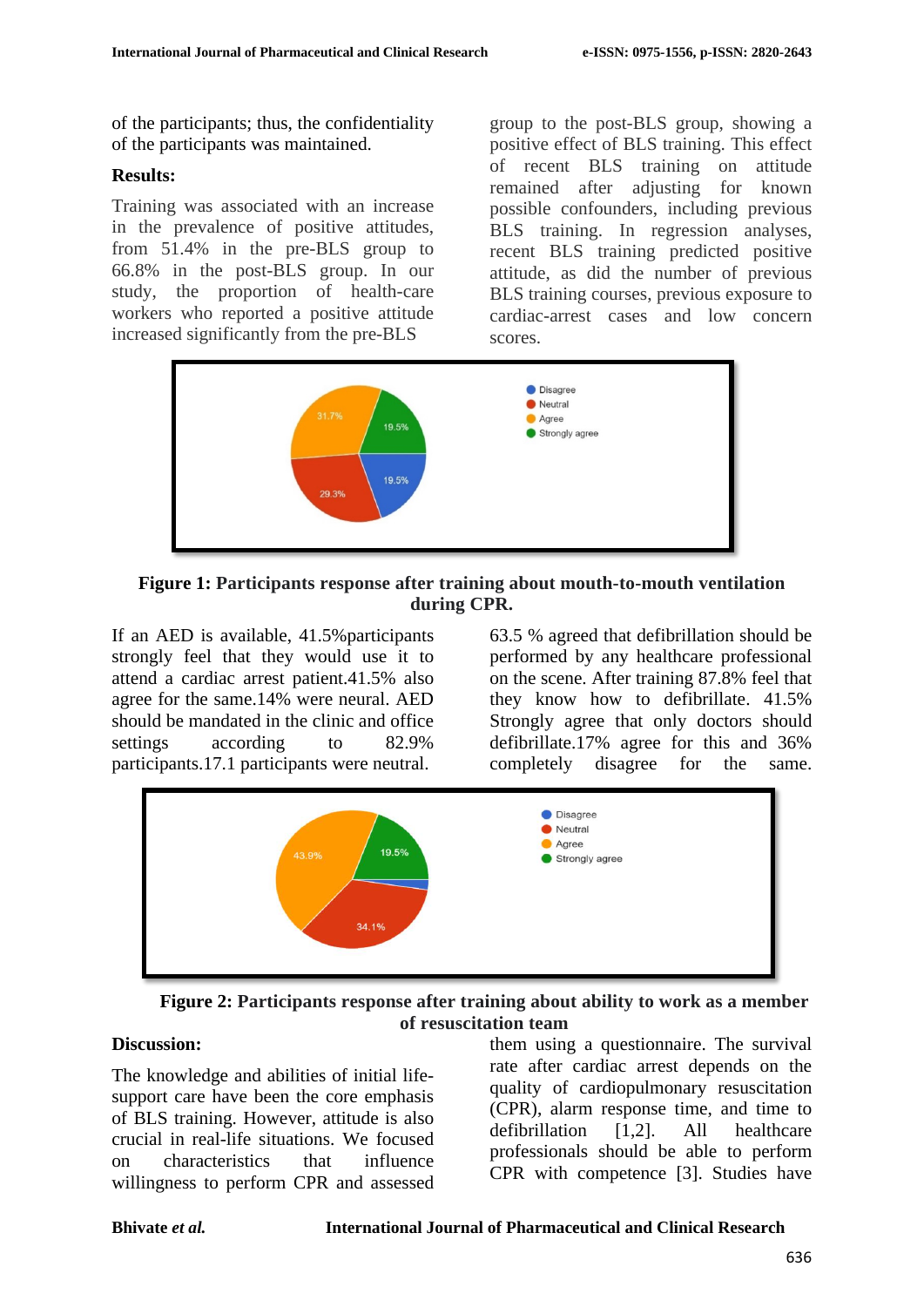of the participants; thus, the confidentiality of the participants was maintained.

**Results:**

Training was associated with an increase in the prevalence of positive attitudes, from 51.4% in the pre-BLS group to 66.8% in the post-BLS group. In our study, the proportion of health-care workers who reported a positive attitude increased significantly from the pre-BLS group to the post-BLS group, showing a positive effect of BLS training. This effect of recent BLS training on attitude remained after adjusting for known possible confounders, including previous BLS training. In regression analyses, recent BLS training predicted positive attitude, as did the number of previous BLS training courses, previous exposure to cardiac-arrest cases and low concern scores.

**Figure 1: Participants response after training about mouth-to-mouth ventilation during CPR.**

If an AED is available, 41.5%participants strongly feel that they would use it to attend a cardiac arrest patient.41.5% also agree for the same.14% were neural. AED should be mandated in the clinic and office settings according to 82.9% participants.17.1 participants were neutral. 63.5 % agreed that defibrillation should be performed by any healthcare professional on the scene. After training 87.8% feel that they know how to defibrillate. 41.5% Strongly agree that only doctors should defibrillate.17% agree for this and 36% completely disagree for the same.

**Figure 2: Participants response after training about ability to work as a member of resuscitation team**

**Discussion:**

The knowledge and abilities of initial life-support care have been the core emphasis of BLS training. However, attitude is also crucial in real-life situations. We focused on characteristics that influence willingness to perform CPR and assessed them using a questionnaire. The survival rate after cardiac arrest depends on the quality of cardiopulmonary resuscitation (CPR), alarm response time, and time to defibrillation [1,2]. All healthcare professionals should be able to perform CPR with competence [3]. Studies have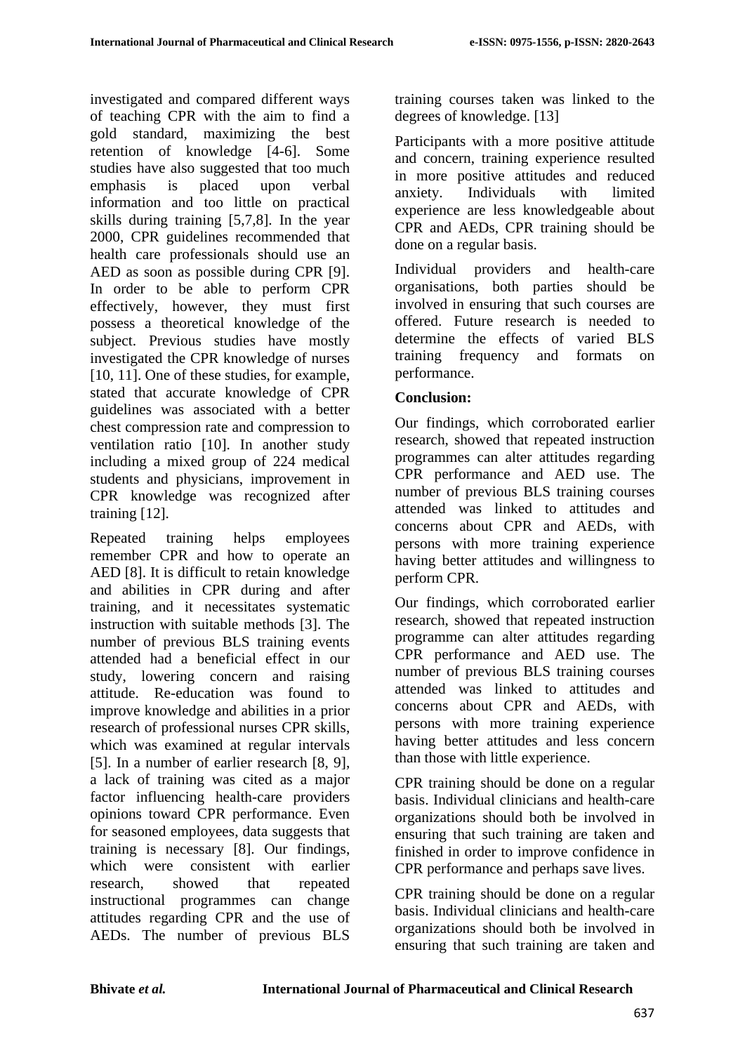investigated and compared different ways of teaching CPR with the aim to find a gold standard, maximizing the best retention of knowledge [4-6]. Some studies have also suggested that too much emphasis is placed upon verbal information and too little on practical skills during training [5,7,8]. In the year 2000, CPR guidelines recommended that health care professionals should use an AED as soon as possible during CPR [9]. In order to be able to perform CPR effectively, however, they must first possess a theoretical knowledge of the subject. Previous studies have mostly investigated the CPR knowledge of nurses [10, 11]. One of these studies, for example, stated that accurate knowledge of CPR guidelines was associated with a better chest compression rate and compression to ventilation ratio [10]. In another study including a mixed group of 224 medical students and physicians, improvement in CPR knowledge was recognized after training [12].

Repeated training helps employees remember CPR and how to operate an AED [8]. It is difficult to retain knowledge and abilities in CPR during and after training, and it necessitates systematic instruction with suitable methods [3]. The number of previous BLS training events attended had a beneficial effect in our study, lowering concern and raising attitude. Re-education was found to improve knowledge and abilities in a prior research of professional nurses CPR skills, which was examined at regular intervals [5]. In a number of earlier research [8, 9], a lack of training was cited as a major factor influencing health-care providers opinions toward CPR performance. Even for seasoned employees, data suggests that training is necessary [8]. Our findings, which were consistent with earlier research, showed that repeated instructional programmes can change attitudes regarding CPR and the use of AEDs. The number of previous BLS training courses taken was linked to the degrees of knowledge. [13]

Participants with a more positive attitude and concern, training experience resulted in more positive attitudes and reduced anxiety. Individuals with limited experience are less knowledgeable about CPR and AEDs, CPR training should be done on a regular basis.

Individual providers and health-care organisations, both parties should be involved in ensuring that such courses are offered. Future research is needed to determine the effects of varied BLS training frequency and formats on performance.

**Conclusion:**

Our findings, which corroborated earlier research, showed that repeated instruction programmes can alter attitudes regarding CPR performance and AED use. The number of previous BLS training courses attended was linked to attitudes and concerns about CPR and AEDs, with persons with more training experience having better attitudes and willingness to perform CPR.

Our findings, which corroborated earlier research, showed that repeated instruction programme can alter attitudes regarding CPR performance and AED use. The number of previous BLS training courses attended was linked to attitudes and concerns about CPR and AEDs, with persons with more training experience having better attitudes and less concern than those with little experience.

CPR training should be done on a regular basis. Individual clinicians and health-care organizations should both be involved in ensuring that such training are taken and finished in order to improve confidence in CPR performance and perhaps save lives.

CPR training should be done on a regular basis. Individual clinicians and health-care organizations should both be involved in ensuring that such training are taken and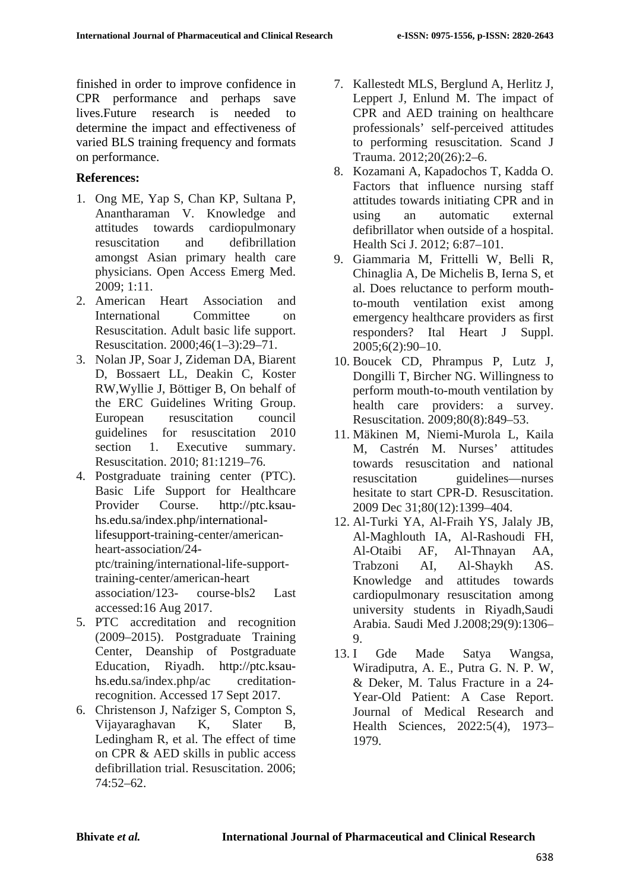finished in order to improve confidence in CPR performance and perhaps save lives.Future research is needed to determine the impact and effectiveness of varied BLS training frequency and formats on performance.

**References:**

1. Ong ME, Yap S, Chan KP, Sultana P, Anantharaman V. Knowledge and attitudes towards cardiopulmonary resuscitation and defibrillation amongst Asian primary health care physicians. Open Access Emerg Med. 2009; 1:11.
2. American Heart Association and International Committee on Resuscitation. Adult basic life support. Resuscitation. 2000;46(1–3):29–71.
3. Nolan JP, Soar J, Zideman DA, Biarent D, Bossaert LL, Deakin C, Koster RW,Wyllie J, Böttiger B, On behalf of the ERC Guidelines Writing Group. European resuscitation council guidelines for resuscitation 2010 section 1. Executive summary. Resuscitation. 2010; 81:1219–76.
4. Postgraduate training center (PTC). Basic Life Support for Healthcare Provider Course. http://ptc.ksau-hs.edu.sa/index.php/international-lifesupport-training-center/american-heart-association/24-ptc/training/international-life-support-training-center/american-heart association/123- course-bls2 Last accessed:16 Aug 2017.
5. PTC accreditation and recognition (2009–2015). Postgraduate Training Center, Deanship of Postgraduate Education, Riyadh. http://ptc.ksau-hs.edu.sa/index.php/ac creditation-recognition. Accessed 17 Sept 2017.
6. Christenson J, Nafziger S, Compton S, Vijayaraghavan K, Slater B, Ledingham R, et al. The effect of time on CPR & AED skills in public access defibrillation trial. Resuscitation. 2006; 74:52–62.
7. Kallestedt MLS, Berglund A, Herlitz J, Leppert J, Enlund M. The impact of CPR and AED training on healthcare professionals' self-perceived attitudes to performing resuscitation. Scand J Trauma. 2012;20(26):2–6.
8. Kozamani A, Kapadochos T, Kadda O. Factors that influence nursing staff attitudes towards initiating CPR and in using an automatic external defibrillator when outside of a hospital. Health Sci J. 2012; 6:87–101.
9. Giammaria M, Frittelli W, Belli R, Chinaglia A, De Michelis B, Ierna S, et al. Does reluctance to perform mouth-to-mouth ventilation exist among emergency healthcare providers as first responders? Ital Heart J Suppl. 2005;6(2):90–10.
10. Boucek CD, Phrampus P, Lutz J, Dongilli T, Bircher NG. Willingness to perform mouth-to-mouth ventilation by health care providers: a survey. Resuscitation. 2009;80(8):849–53.
11. Mäkinen M, Niemi-Murola L, Kaila M, Castrén M. Nurses' attitudes towards resuscitation and national resuscitation guidelines—nurses hesitate to start CPR-D. Resuscitation. 2009 Dec 31;80(12):1399–404.
12. Al-Turki YA, Al-Fraih YS, Jalaly JB, Al-Maghlouth IA, Al-Rashoudi FH, Al-Otaibi AF, Al-Thnayan AA, Trabzoni AI, Al-Shaykh AS. Knowledge and attitudes towards cardiopulmonary resuscitation among university students in Riyadh,Saudi Arabia. Saudi Med J.2008;29(9):1306–9.
13. I Gde Made Satya Wangsa, Wiradiputra, A. E., Putra G. N. P. W, & Deker, M. Talus Fracture in a 24-Year-Old Patient: A Case Report. Journal of Medical Research and Health Sciences, 2022:5(4), 1973–1979.